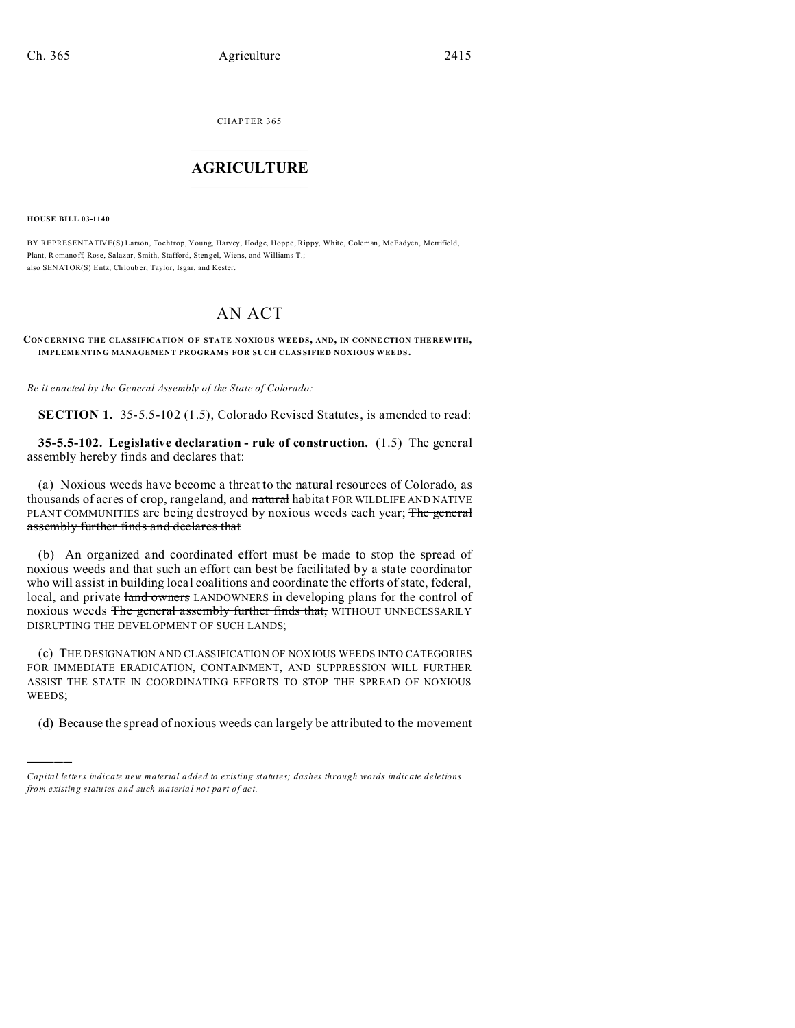CHAPTER 365

# AGRICULTURE

**HOUSE BILL 03-1140**

BY REPRESENTATIVE(S) Larson, Tochtrop, Young, Harvey, Hodge, Hoppe, Rippy, White, Coleman, McFadyen, Merrifield, Plant, Romanoff, Rose, Salazar, Smith, Stafford, Stengel, Wiens, and Williams T.;
also SENATOR(S) Entz, Chlouber, Taylor, Isgar, and Kester.

# AN ACT

**CONCERNING THE CLASSIFICATION OF STATE NOXIOUS WEEDS, AND, IN CONNECTION THEREWITH, IMPLEMENTING MANAGEMENT PROGRAMS FOR SUCH CLASSIFIED NOXIOUS WEEDS.**

*Be it enacted by the General Assembly of the State of Colorado:*

**SECTION 1.** 35-5.5-102 (1.5), Colorado Revised Statutes, is amended to read:

**35-5.5-102. Legislative declaration - rule of construction.** (1.5) The general assembly hereby finds and declares that:

(a) Noxious weeds have become a threat to the natural resources of Colorado, as thousands of acres of crop, rangeland, and ~~natural~~ habitat FOR WILDLIFE AND NATIVE PLANT COMMUNITIES are being destroyed by noxious weeds each year; ~~The general assembly further finds and declares that~~

(b) An organized and coordinated effort must be made to stop the spread of noxious weeds and that such an effort can best be facilitated by a state coordinator who will assist in building local coalitions and coordinate the efforts of state, federal, local, and private ~~land owners~~ LANDOWNERS in developing plans for the control of noxious weeds ~~The general assembly further finds that,~~ WITHOUT UNNECESSARILY DISRUPTING THE DEVELOPMENT OF SUCH LANDS;

(c) THE DESIGNATION AND CLASSIFICATION OF NOXIOUS WEEDS INTO CATEGORIES FOR IMMEDIATE ERADICATION, CONTAINMENT, AND SUPPRESSION WILL FURTHER ASSIST THE STATE IN COORDINATING EFFORTS TO STOP THE SPREAD OF NOXIOUS WEEDS;

(d) Because the spread of noxious weeds can largely be attributed to the movement

---

*Capital letters indicate new material added to existing statutes; dashes through words indicate deletions from existing statutes and such material not part of act.*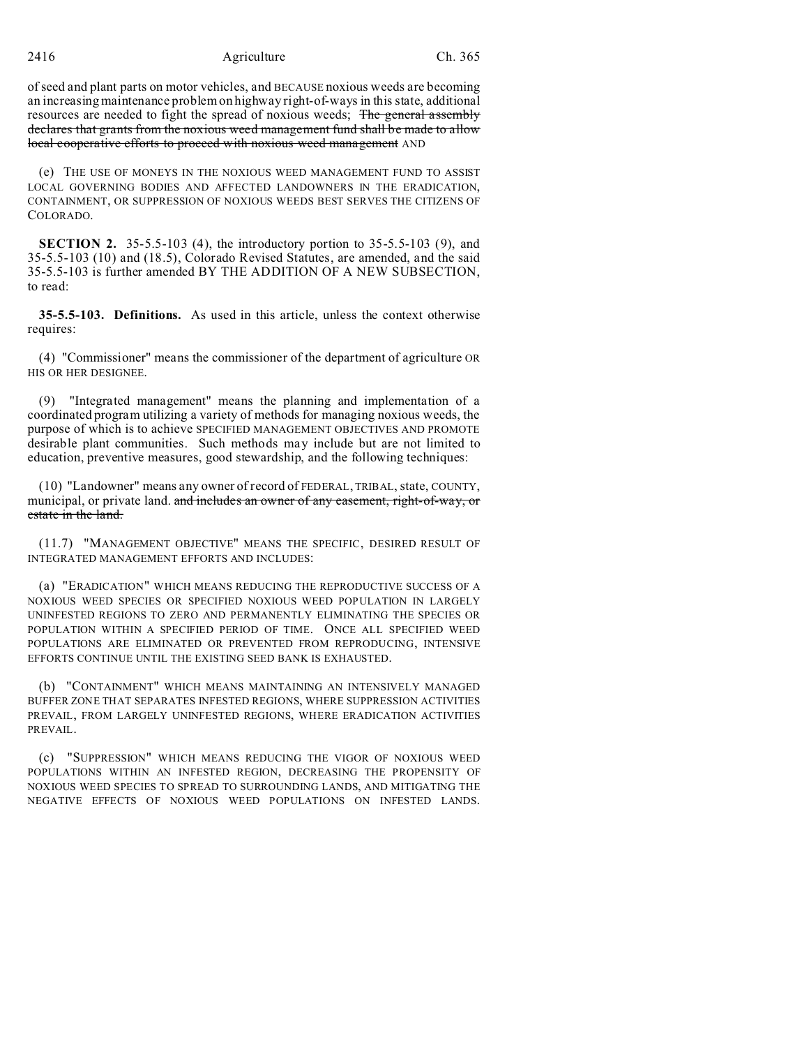of seed and plant parts on motor vehicles, and BECAUSE noxious weeds are becoming an increasing maintenance problem on highway right-of-ways in this state, additional resources are needed to fight the spread of noxious weeds; ~~The general assembly declares that grants from the noxious weed management fund shall be made to allow local cooperative efforts to proceed with noxious weed management~~ AND

(e) THE USE OF MONEYS IN THE NOXIOUS WEED MANAGEMENT FUND TO ASSIST LOCAL GOVERNING BODIES AND AFFECTED LANDOWNERS IN THE ERADICATION, CONTAINMENT, OR SUPPRESSION OF NOXIOUS WEEDS BEST SERVES THE CITIZENS OF COLORADO.

**SECTION 2.** 35-5.5-103 (4), the introductory portion to 35-5.5-103 (9), and 35-5.5-103 (10) and (18.5), Colorado Revised Statutes, are amended, and the said 35-5.5-103 is further amended BY THE ADDITION OF A NEW SUBSECTION, to read:

**35-5.5-103. Definitions.** As used in this article, unless the context otherwise requires:

(4) "Commissioner" means the commissioner of the department of agriculture OR HIS OR HER DESIGNEE.

(9) "Integrated management" means the planning and implementation of a coordinated program utilizing a variety of methods for managing noxious weeds, the purpose of which is to achieve SPECIFIED MANAGEMENT OBJECTIVES AND PROMOTE desirable plant communities. Such methods may include but are not limited to education, preventive measures, good stewardship, and the following techniques:

(10) "Landowner" means any owner of record of FEDERAL, TRIBAL, state, COUNTY, municipal, or private land. ~~and includes an owner of any easement, right-of-way, or estate in the land.~~

(11.7) "MANAGEMENT OBJECTIVE" MEANS THE SPECIFIC, DESIRED RESULT OF INTEGRATED MANAGEMENT EFFORTS AND INCLUDES:

(a) "ERADICATION" WHICH MEANS REDUCING THE REPRODUCTIVE SUCCESS OF A NOXIOUS WEED SPECIES OR SPECIFIED NOXIOUS WEED POPULATION IN LARGELY UNINFESTED REGIONS TO ZERO AND PERMANENTLY ELIMINATING THE SPECIES OR POPULATION WITHIN A SPECIFIED PERIOD OF TIME. ONCE ALL SPECIFIED WEED POPULATIONS ARE ELIMINATED OR PREVENTED FROM REPRODUCING, INTENSIVE EFFORTS CONTINUE UNTIL THE EXISTING SEED BANK IS EXHAUSTED.

(b) "CONTAINMENT" WHICH MEANS MAINTAINING AN INTENSIVELY MANAGED BUFFER ZONE THAT SEPARATES INFESTED REGIONS, WHERE SUPPRESSION ACTIVITIES PREVAIL, FROM LARGELY UNINFESTED REGIONS, WHERE ERADICATION ACTIVITIES PREVAIL.

(c) "SUPPRESSION" WHICH MEANS REDUCING THE VIGOR OF NOXIOUS WEED POPULATIONS WITHIN AN INFESTED REGION, DECREASING THE PROPENSITY OF NOXIOUS WEED SPECIES TO SPREAD TO SURROUNDING LANDS, AND MITIGATING THE NEGATIVE EFFECTS OF NOXIOUS WEED POPULATIONS ON INFESTED LANDS.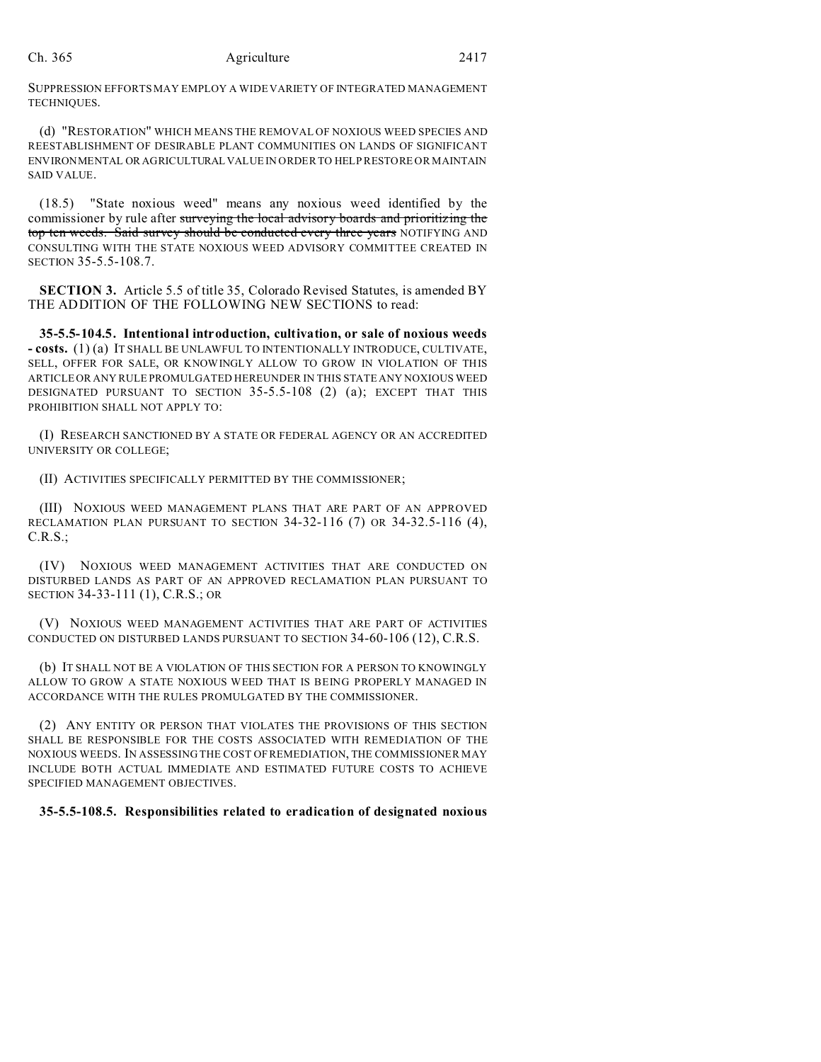SUPPRESSION EFFORTS MAY EMPLOY A WIDE VARIETY OF INTEGRATED MANAGEMENT TECHNIQUES.

(d) "RESTORATION" WHICH MEANS THE REMOVAL OF NOXIOUS WEED SPECIES AND REESTABLISHMENT OF DESIRABLE PLANT COMMUNITIES ON LANDS OF SIGNIFICANT ENVIRONMENTAL OR AGRICULTURAL VALUE IN ORDER TO HELP RESTORE OR MAINTAIN SAID VALUE.

(18.5) "State noxious weed" means any noxious weed identified by the commissioner by rule after ~~surveying the local advisory boards and prioritizing the top ten weeds. Said survey should be conducted every three years~~ NOTIFYING AND CONSULTING WITH THE STATE NOXIOUS WEED ADVISORY COMMITTEE CREATED IN SECTION 35-5.5-108.7.

**SECTION 3.** Article 5.5 of title 35, Colorado Revised Statutes, is amended BY THE ADDITION OF THE FOLLOWING NEW SECTIONS to read:

**35-5.5-104.5. Intentional introduction, cultivation, or sale of noxious weeds - costs.** (1) (a) IT SHALL BE UNLAWFUL TO INTENTIONALLY INTRODUCE, CULTIVATE, SELL, OFFER FOR SALE, OR KNOWINGLY ALLOW TO GROW IN VIOLATION OF THIS ARTICLE OR ANY RULE PROMULGATED HEREUNDER IN THIS STATE ANY NOXIOUS WEED DESIGNATED PURSUANT TO SECTION 35-5.5-108 (2) (a); EXCEPT THAT THIS PROHIBITION SHALL NOT APPLY TO:

(I) RESEARCH SANCTIONED BY A STATE OR FEDERAL AGENCY OR AN ACCREDITED UNIVERSITY OR COLLEGE;

(II) ACTIVITIES SPECIFICALLY PERMITTED BY THE COMMISSIONER;

(III) NOXIOUS WEED MANAGEMENT PLANS THAT ARE PART OF AN APPROVED RECLAMATION PLAN PURSUANT TO SECTION 34-32-116 (7) OR 34-32.5-116 (4), C.R.S.;

(IV) NOXIOUS WEED MANAGEMENT ACTIVITIES THAT ARE CONDUCTED ON DISTURBED LANDS AS PART OF AN APPROVED RECLAMATION PLAN PURSUANT TO SECTION 34-33-111 (1), C.R.S.; OR

(V) NOXIOUS WEED MANAGEMENT ACTIVITIES THAT ARE PART OF ACTIVITIES CONDUCTED ON DISTURBED LANDS PURSUANT TO SECTION 34-60-106 (12), C.R.S.

(b) IT SHALL NOT BE A VIOLATION OF THIS SECTION FOR A PERSON TO KNOWINGLY ALLOW TO GROW A STATE NOXIOUS WEED THAT IS BEING PROPERLY MANAGED IN ACCORDANCE WITH THE RULES PROMULGATED BY THE COMMISSIONER.

(2) ANY ENTITY OR PERSON THAT VIOLATES THE PROVISIONS OF THIS SECTION SHALL BE RESPONSIBLE FOR THE COSTS ASSOCIATED WITH REMEDIATION OF THE NOXIOUS WEEDS. IN ASSESSING THE COST OF REMEDIATION, THE COMMISSIONER MAY INCLUDE BOTH ACTUAL IMMEDIATE AND ESTIMATED FUTURE COSTS TO ACHIEVE SPECIFIED MANAGEMENT OBJECTIVES.

**35-5.5-108.5. Responsibilities related to eradication of designated noxious**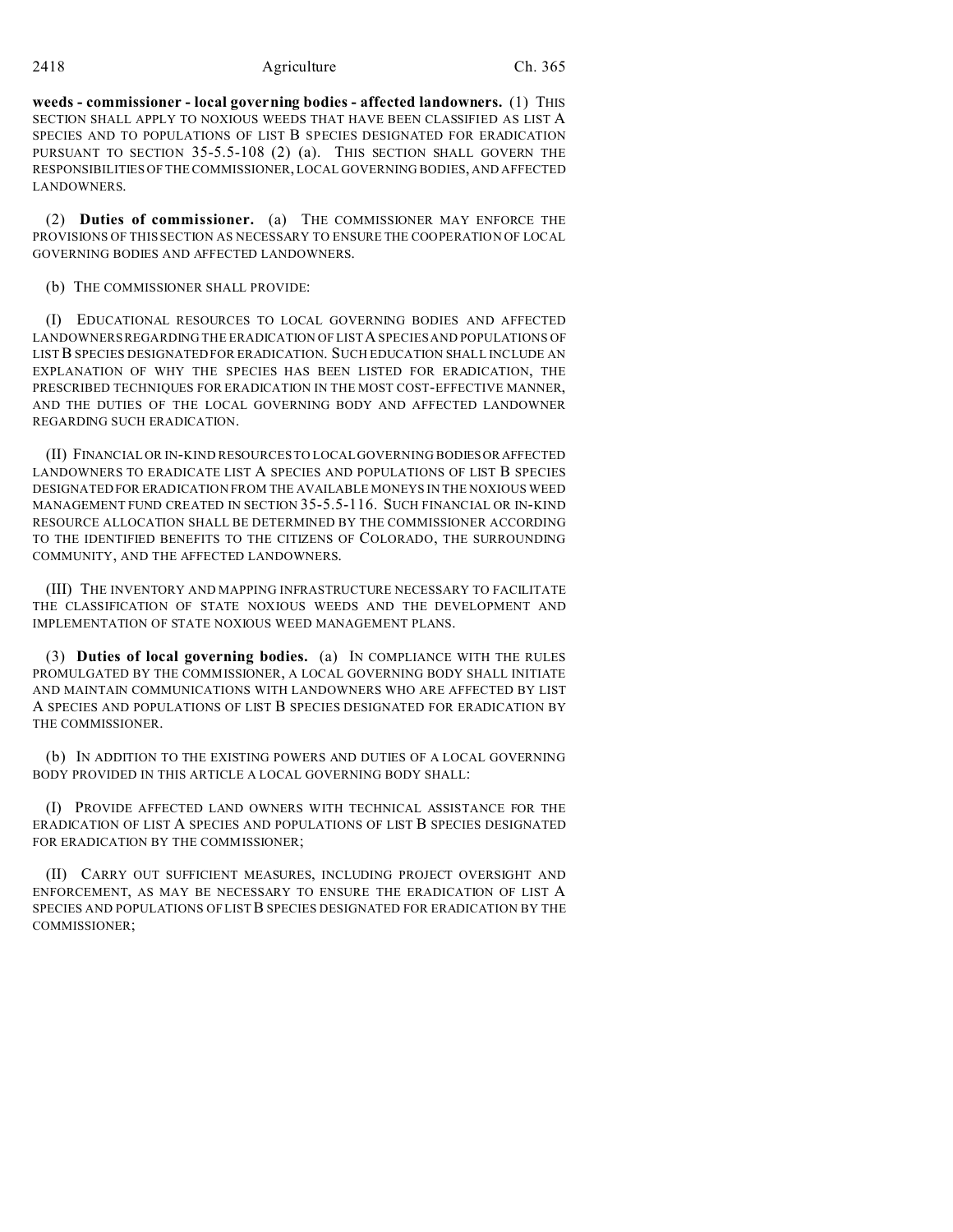**weeds - commissioner - local governing bodies - affected landowners.** (1) THIS SECTION SHALL APPLY TO NOXIOUS WEEDS THAT HAVE BEEN CLASSIFIED AS LIST A SPECIES AND TO POPULATIONS OF LIST B SPECIES DESIGNATED FOR ERADICATION PURSUANT TO SECTION 35-5.5-108 (2) (a). THIS SECTION SHALL GOVERN THE RESPONSIBILITIES OF THE COMMISSIONER, LOCAL GOVERNING BODIES, AND AFFECTED LANDOWNERS.

(2) **Duties of commissioner.** (a) THE COMMISSIONER MAY ENFORCE THE PROVISIONS OF THIS SECTION AS NECESSARY TO ENSURE THE COOPERATION OF LOCAL GOVERNING BODIES AND AFFECTED LANDOWNERS.

(b) THE COMMISSIONER SHALL PROVIDE:

(I) EDUCATIONAL RESOURCES TO LOCAL GOVERNING BODIES AND AFFECTED LANDOWNERS REGARDING THE ERADICATION OF LIST A SPECIES AND POPULATIONS OF LIST B SPECIES DESIGNATED FOR ERADICATION. SUCH EDUCATION SHALL INCLUDE AN EXPLANATION OF WHY THE SPECIES HAS BEEN LISTED FOR ERADICATION, THE PRESCRIBED TECHNIQUES FOR ERADICATION IN THE MOST COST-EFFECTIVE MANNER, AND THE DUTIES OF THE LOCAL GOVERNING BODY AND AFFECTED LANDOWNER REGARDING SUCH ERADICATION.

(II) FINANCIAL OR IN-KIND RESOURCES TO LOCAL GOVERNING BODIES OR AFFECTED LANDOWNERS TO ERADICATE LIST A SPECIES AND POPULATIONS OF LIST B SPECIES DESIGNATED FOR ERADICATION FROM THE AVAILABLE MONEYS IN THE NOXIOUS WEED MANAGEMENT FUND CREATED IN SECTION 35-5.5-116. SUCH FINANCIAL OR IN-KIND RESOURCE ALLOCATION SHALL BE DETERMINED BY THE COMMISSIONER ACCORDING TO THE IDENTIFIED BENEFITS TO THE CITIZENS OF COLORADO, THE SURROUNDING COMMUNITY, AND THE AFFECTED LANDOWNERS.

(III) THE INVENTORY AND MAPPING INFRASTRUCTURE NECESSARY TO FACILITATE THE CLASSIFICATION OF STATE NOXIOUS WEEDS AND THE DEVELOPMENT AND IMPLEMENTATION OF STATE NOXIOUS WEED MANAGEMENT PLANS.

(3) **Duties of local governing bodies.** (a) IN COMPLIANCE WITH THE RULES PROMULGATED BY THE COMMISSIONER, A LOCAL GOVERNING BODY SHALL INITIATE AND MAINTAIN COMMUNICATIONS WITH LANDOWNERS WHO ARE AFFECTED BY LIST A SPECIES AND POPULATIONS OF LIST B SPECIES DESIGNATED FOR ERADICATION BY THE COMMISSIONER.

(b) IN ADDITION TO THE EXISTING POWERS AND DUTIES OF A LOCAL GOVERNING BODY PROVIDED IN THIS ARTICLE A LOCAL GOVERNING BODY SHALL:

(I) PROVIDE AFFECTED LAND OWNERS WITH TECHNICAL ASSISTANCE FOR THE ERADICATION OF LIST A SPECIES AND POPULATIONS OF LIST B SPECIES DESIGNATED FOR ERADICATION BY THE COMMISSIONER;

(II) CARRY OUT SUFFICIENT MEASURES, INCLUDING PROJECT OVERSIGHT AND ENFORCEMENT, AS MAY BE NECESSARY TO ENSURE THE ERADICATION OF LIST A SPECIES AND POPULATIONS OF LIST B SPECIES DESIGNATED FOR ERADICATION BY THE COMMISSIONER;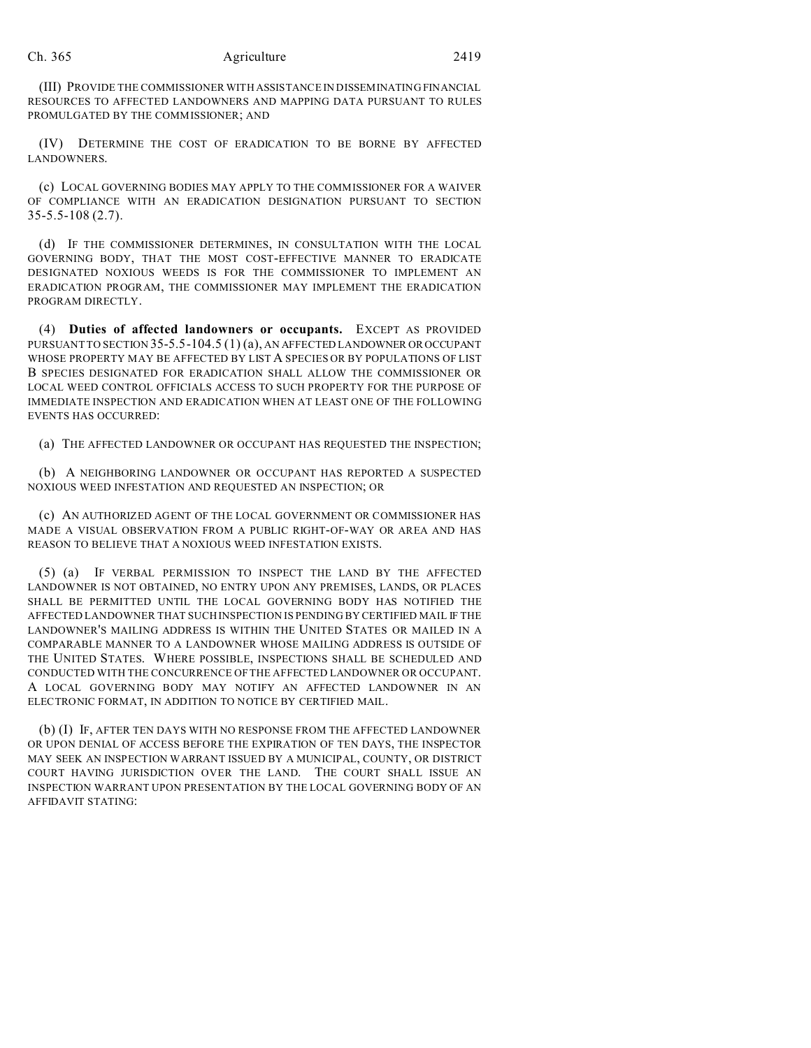(III) PROVIDE THE COMMISSIONER WITH ASSISTANCE IN DISSEMINATING FINANCIAL RESOURCES TO AFFECTED LANDOWNERS AND MAPPING DATA PURSUANT TO RULES PROMULGATED BY THE COMMISSIONER; AND

(IV) DETERMINE THE COST OF ERADICATION TO BE BORNE BY AFFECTED LANDOWNERS.

(c) LOCAL GOVERNING BODIES MAY APPLY TO THE COMMISSIONER FOR A WAIVER OF COMPLIANCE WITH AN ERADICATION DESIGNATION PURSUANT TO SECTION 35-5.5-108 (2.7).

(d) IF THE COMMISSIONER DETERMINES, IN CONSULTATION WITH THE LOCAL GOVERNING BODY, THAT THE MOST COST-EFFECTIVE MANNER TO ERADICATE DESIGNATED NOXIOUS WEEDS IS FOR THE COMMISSIONER TO IMPLEMENT AN ERADICATION PROGRAM, THE COMMISSIONER MAY IMPLEMENT THE ERADICATION PROGRAM DIRECTLY.

(4) **Duties of affected landowners or occupants.** EXCEPT AS PROVIDED PURSUANT TO SECTION 35-5.5-104.5 (1) (a), AN AFFECTED LANDOWNER OR OCCUPANT WHOSE PROPERTY MAY BE AFFECTED BY LIST A SPECIES OR BY POPULATIONS OF LIST B SPECIES DESIGNATED FOR ERADICATION SHALL ALLOW THE COMMISSIONER OR LOCAL WEED CONTROL OFFICIALS ACCESS TO SUCH PROPERTY FOR THE PURPOSE OF IMMEDIATE INSPECTION AND ERADICATION WHEN AT LEAST ONE OF THE FOLLOWING EVENTS HAS OCCURRED:

(a) THE AFFECTED LANDOWNER OR OCCUPANT HAS REQUESTED THE INSPECTION;

(b) A NEIGHBORING LANDOWNER OR OCCUPANT HAS REPORTED A SUSPECTED NOXIOUS WEED INFESTATION AND REQUESTED AN INSPECTION; OR

(c) AN AUTHORIZED AGENT OF THE LOCAL GOVERNMENT OR COMMISSIONER HAS MADE A VISUAL OBSERVATION FROM A PUBLIC RIGHT-OF-WAY OR AREA AND HAS REASON TO BELIEVE THAT A NOXIOUS WEED INFESTATION EXISTS.

(5) (a) IF VERBAL PERMISSION TO INSPECT THE LAND BY THE AFFECTED LANDOWNER IS NOT OBTAINED, NO ENTRY UPON ANY PREMISES, LANDS, OR PLACES SHALL BE PERMITTED UNTIL THE LOCAL GOVERNING BODY HAS NOTIFIED THE AFFECTED LANDOWNER THAT SUCH INSPECTION IS PENDING BY CERTIFIED MAIL IF THE LANDOWNER'S MAILING ADDRESS IS WITHIN THE UNITED STATES OR MAILED IN A COMPARABLE MANNER TO A LANDOWNER WHOSE MAILING ADDRESS IS OUTSIDE OF THE UNITED STATES. WHERE POSSIBLE, INSPECTIONS SHALL BE SCHEDULED AND CONDUCTED WITH THE CONCURRENCE OF THE AFFECTED LANDOWNER OR OCCUPANT. A LOCAL GOVERNING BODY MAY NOTIFY AN AFFECTED LANDOWNER IN AN ELECTRONIC FORMAT, IN ADDITION TO NOTICE BY CERTIFIED MAIL.

(b) (I) IF, AFTER TEN DAYS WITH NO RESPONSE FROM THE AFFECTED LANDOWNER OR UPON DENIAL OF ACCESS BEFORE THE EXPIRATION OF TEN DAYS, THE INSPECTOR MAY SEEK AN INSPECTION WARRANT ISSUED BY A MUNICIPAL, COUNTY, OR DISTRICT COURT HAVING JURISDICTION OVER THE LAND. THE COURT SHALL ISSUE AN INSPECTION WARRANT UPON PRESENTATION BY THE LOCAL GOVERNING BODY OF AN AFFIDAVIT STATING: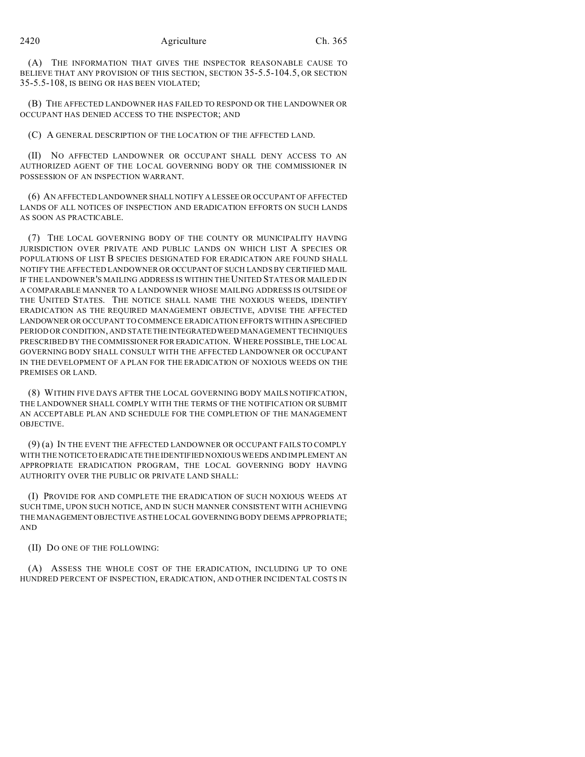(A) THE INFORMATION THAT GIVES THE INSPECTOR REASONABLE CAUSE TO BELIEVE THAT ANY PROVISION OF THIS SECTION, SECTION 35-5.5-104.5, OR SECTION 35-5.5-108, IS BEING OR HAS BEEN VIOLATED;

(B) THE AFFECTED LANDOWNER HAS FAILED TO RESPOND OR THE LANDOWNER OR OCCUPANT HAS DENIED ACCESS TO THE INSPECTOR; AND

(C) A GENERAL DESCRIPTION OF THE LOCATION OF THE AFFECTED LAND.

(II) NO AFFECTED LANDOWNER OR OCCUPANT SHALL DENY ACCESS TO AN AUTHORIZED AGENT OF THE LOCAL GOVERNING BODY OR THE COMMISSIONER IN POSSESSION OF AN INSPECTION WARRANT.

(6) AN AFFECTED LANDOWNER SHALL NOTIFY A LESSEE OR OCCUPANT OF AFFECTED LANDS OF ALL NOTICES OF INSPECTION AND ERADICATION EFFORTS ON SUCH LANDS AS SOON AS PRACTICABLE.

(7) THE LOCAL GOVERNING BODY OF THE COUNTY OR MUNICIPALITY HAVING JURISDICTION OVER PRIVATE AND PUBLIC LANDS ON WHICH LIST A SPECIES OR POPULATIONS OF LIST B SPECIES DESIGNATED FOR ERADICATION ARE FOUND SHALL NOTIFY THE AFFECTED LANDOWNER OR OCCUPANT OF SUCH LANDS BY CERTIFIED MAIL IF THE LANDOWNER'S MAILING ADDRESS IS WITHIN THE UNITED STATES OR MAILED IN A COMPARABLE MANNER TO A LANDOWNER WHOSE MAILING ADDRESS IS OUTSIDE OF THE UNITED STATES. THE NOTICE SHALL NAME THE NOXIOUS WEEDS, IDENTIFY ERADICATION AS THE REQUIRED MANAGEMENT OBJECTIVE, ADVISE THE AFFECTED LANDOWNER OR OCCUPANT TO COMMENCE ERADICATION EFFORTS WITHIN A SPECIFIED PERIOD OR CONDITION, AND STATE THE INTEGRATED WEED MANAGEMENT TECHNIQUES PRESCRIBED BY THE COMMISSIONER FOR ERADICATION. WHERE POSSIBLE, THE LOCAL GOVERNING BODY SHALL CONSULT WITH THE AFFECTED LANDOWNER OR OCCUPANT IN THE DEVELOPMENT OF A PLAN FOR THE ERADICATION OF NOXIOUS WEEDS ON THE PREMISES OR LAND.

(8) WITHIN FIVE DAYS AFTER THE LOCAL GOVERNING BODY MAILS NOTIFICATION, THE LANDOWNER SHALL COMPLY WITH THE TERMS OF THE NOTIFICATION OR SUBMIT AN ACCEPTABLE PLAN AND SCHEDULE FOR THE COMPLETION OF THE MANAGEMENT OBJECTIVE.

(9) (a) IN THE EVENT THE AFFECTED LANDOWNER OR OCCUPANT FAILS TO COMPLY WITH THE NOTICE TO ERADICATE THE IDENTIFIED NOXIOUS WEEDS AND IMPLEMENT AN APPROPRIATE ERADICATION PROGRAM, THE LOCAL GOVERNING BODY HAVING AUTHORITY OVER THE PUBLIC OR PRIVATE LAND SHALL:

(I) PROVIDE FOR AND COMPLETE THE ERADICATION OF SUCH NOXIOUS WEEDS AT SUCH TIME, UPON SUCH NOTICE, AND IN SUCH MANNER CONSISTENT WITH ACHIEVING THE MANAGEMENT OBJECTIVE AS THE LOCAL GOVERNING BODY DEEMS APPROPRIATE; AND

(II) DO ONE OF THE FOLLOWING:

(A) ASSESS THE WHOLE COST OF THE ERADICATION, INCLUDING UP TO ONE HUNDRED PERCENT OF INSPECTION, ERADICATION, AND OTHER INCIDENTAL COSTS IN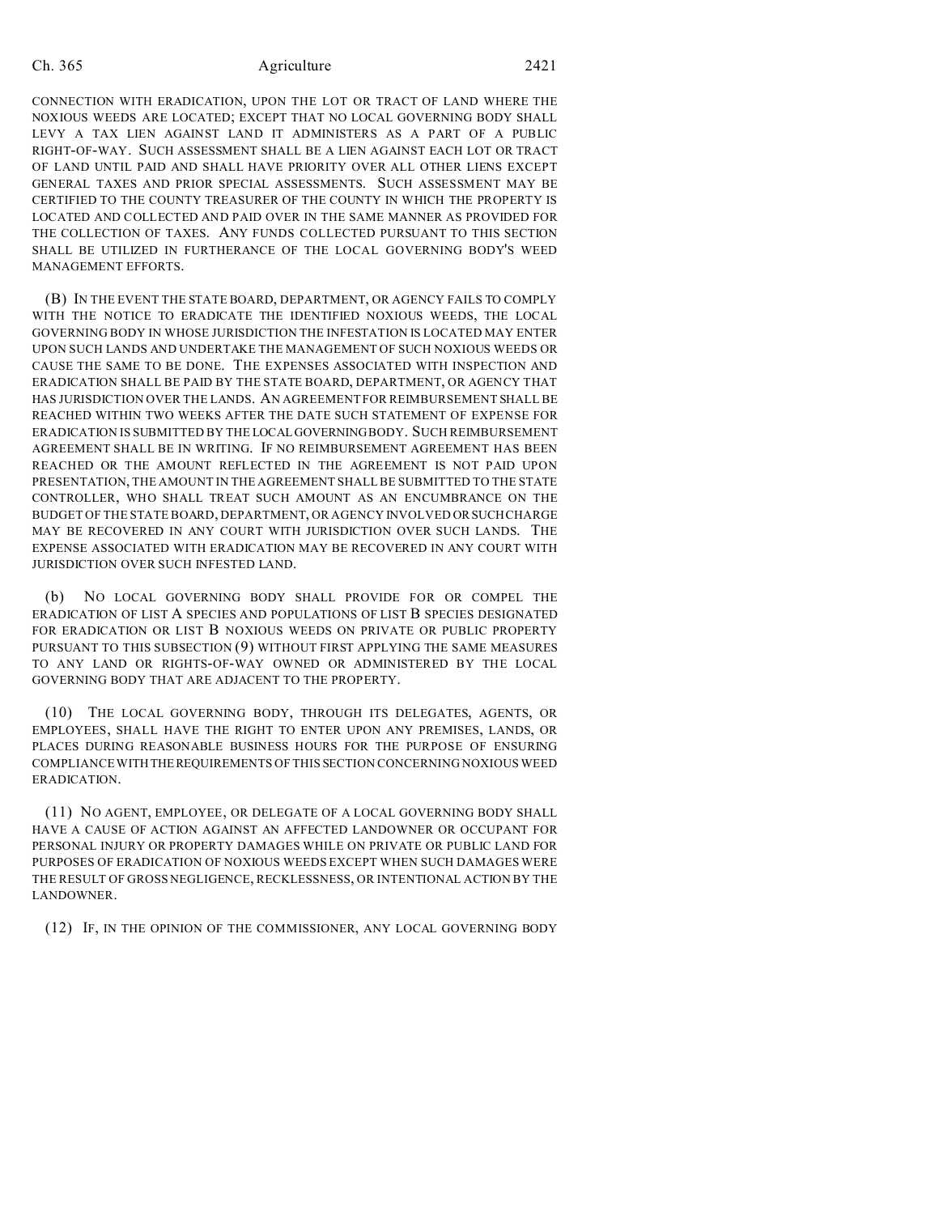CONNECTION WITH ERADICATION, UPON THE LOT OR TRACT OF LAND WHERE THE NOXIOUS WEEDS ARE LOCATED; EXCEPT THAT NO LOCAL GOVERNING BODY SHALL LEVY A TAX LIEN AGAINST LAND IT ADMINISTERS AS A PART OF A PUBLIC RIGHT-OF-WAY. SUCH ASSESSMENT SHALL BE A LIEN AGAINST EACH LOT OR TRACT OF LAND UNTIL PAID AND SHALL HAVE PRIORITY OVER ALL OTHER LIENS EXCEPT GENERAL TAXES AND PRIOR SPECIAL ASSESSMENTS. SUCH ASSESSMENT MAY BE CERTIFIED TO THE COUNTY TREASURER OF THE COUNTY IN WHICH THE PROPERTY IS LOCATED AND COLLECTED AND PAID OVER IN THE SAME MANNER AS PROVIDED FOR THE COLLECTION OF TAXES. ANY FUNDS COLLECTED PURSUANT TO THIS SECTION SHALL BE UTILIZED IN FURTHERANCE OF THE LOCAL GOVERNING BODY'S WEED MANAGEMENT EFFORTS.

(B) IN THE EVENT THE STATE BOARD, DEPARTMENT, OR AGENCY FAILS TO COMPLY WITH THE NOTICE TO ERADICATE THE IDENTIFIED NOXIOUS WEEDS, THE LOCAL GOVERNING BODY IN WHOSE JURISDICTION THE INFESTATION IS LOCATED MAY ENTER UPON SUCH LANDS AND UNDERTAKE THE MANAGEMENT OF SUCH NOXIOUS WEEDS OR CAUSE THE SAME TO BE DONE. THE EXPENSES ASSOCIATED WITH INSPECTION AND ERADICATION SHALL BE PAID BY THE STATE BOARD, DEPARTMENT, OR AGENCY THAT HAS JURISDICTION OVER THE LANDS. AN AGREEMENT FOR REIMBURSEMENT SHALL BE REACHED WITHIN TWO WEEKS AFTER THE DATE SUCH STATEMENT OF EXPENSE FOR ERADICATION IS SUBMITTED BY THE LOCAL GOVERNING BODY. SUCH REIMBURSEMENT AGREEMENT SHALL BE IN WRITING. IF NO REIMBURSEMENT AGREEMENT HAS BEEN REACHED OR THE AMOUNT REFLECTED IN THE AGREEMENT IS NOT PAID UPON PRESENTATION, THE AMOUNT IN THE AGREEMENT SHALL BE SUBMITTED TO THE STATE CONTROLLER, WHO SHALL TREAT SUCH AMOUNT AS AN ENCUMBRANCE ON THE BUDGET OF THE STATE BOARD, DEPARTMENT, OR AGENCY INVOLVED OR SUCH CHARGE MAY BE RECOVERED IN ANY COURT WITH JURISDICTION OVER SUCH LANDS. THE EXPENSE ASSOCIATED WITH ERADICATION MAY BE RECOVERED IN ANY COURT WITH JURISDICTION OVER SUCH INFESTED LAND.

(b) NO LOCAL GOVERNING BODY SHALL PROVIDE FOR OR COMPEL THE ERADICATION OF LIST A SPECIES AND POPULATIONS OF LIST B SPECIES DESIGNATED FOR ERADICATION OR LIST B NOXIOUS WEEDS ON PRIVATE OR PUBLIC PROPERTY PURSUANT TO THIS SUBSECTION (9) WITHOUT FIRST APPLYING THE SAME MEASURES TO ANY LAND OR RIGHTS-OF-WAY OWNED OR ADMINISTERED BY THE LOCAL GOVERNING BODY THAT ARE ADJACENT TO THE PROPERTY.

(10) THE LOCAL GOVERNING BODY, THROUGH ITS DELEGATES, AGENTS, OR EMPLOYEES, SHALL HAVE THE RIGHT TO ENTER UPON ANY PREMISES, LANDS, OR PLACES DURING REASONABLE BUSINESS HOURS FOR THE PURPOSE OF ENSURING COMPLIANCE WITH THE REQUIREMENTS OF THIS SECTION CONCERNING NOXIOUS WEED ERADICATION.

(11) NO AGENT, EMPLOYEE, OR DELEGATE OF A LOCAL GOVERNING BODY SHALL HAVE A CAUSE OF ACTION AGAINST AN AFFECTED LANDOWNER OR OCCUPANT FOR PERSONAL INJURY OR PROPERTY DAMAGES WHILE ON PRIVATE OR PUBLIC LAND FOR PURPOSES OF ERADICATION OF NOXIOUS WEEDS EXCEPT WHEN SUCH DAMAGES WERE THE RESULT OF GROSS NEGLIGENCE, RECKLESSNESS, OR INTENTIONAL ACTION BY THE LANDOWNER.

(12) IF, IN THE OPINION OF THE COMMISSIONER, ANY LOCAL GOVERNING BODY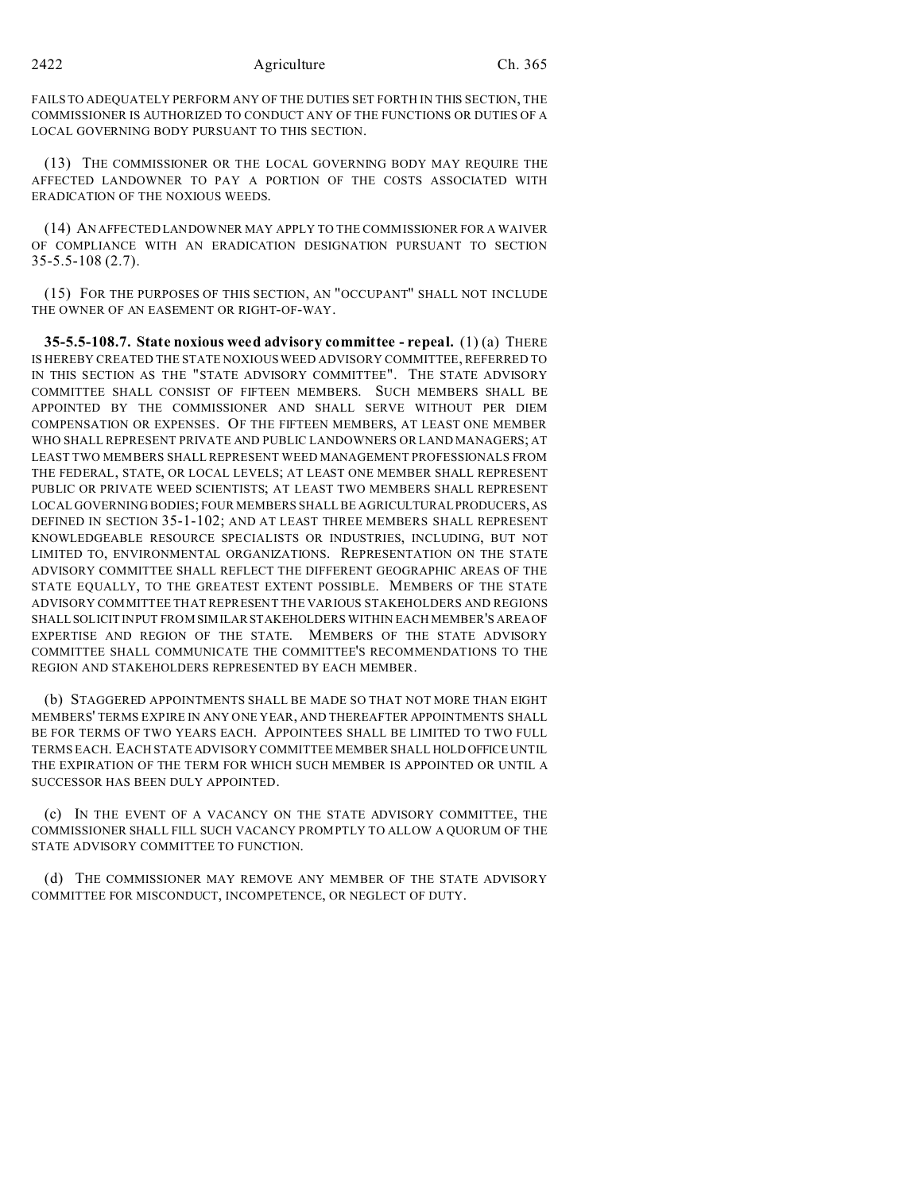FAILS TO ADEQUATELY PERFORM ANY OF THE DUTIES SET FORTH IN THIS SECTION, THE COMMISSIONER IS AUTHORIZED TO CONDUCT ANY OF THE FUNCTIONS OR DUTIES OF A LOCAL GOVERNING BODY PURSUANT TO THIS SECTION.

(13) THE COMMISSIONER OR THE LOCAL GOVERNING BODY MAY REQUIRE THE AFFECTED LANDOWNER TO PAY A PORTION OF THE COSTS ASSOCIATED WITH ERADICATION OF THE NOXIOUS WEEDS.

(14) AN AFFECTED LANDOWNER MAY APPLY TO THE COMMISSIONER FOR A WAIVER OF COMPLIANCE WITH AN ERADICATION DESIGNATION PURSUANT TO SECTION 35-5.5-108 (2.7).

(15) FOR THE PURPOSES OF THIS SECTION, AN "OCCUPANT" SHALL NOT INCLUDE THE OWNER OF AN EASEMENT OR RIGHT-OF-WAY.

**35-5.5-108.7. State noxious weed advisory committee - repeal.** (1) (a) THERE IS HEREBY CREATED THE STATE NOXIOUS WEED ADVISORY COMMITTEE, REFERRED TO IN THIS SECTION AS THE "STATE ADVISORY COMMITTEE". THE STATE ADVISORY COMMITTEE SHALL CONSIST OF FIFTEEN MEMBERS. SUCH MEMBERS SHALL BE APPOINTED BY THE COMMISSIONER AND SHALL SERVE WITHOUT PER DIEM COMPENSATION OR EXPENSES. OF THE FIFTEEN MEMBERS, AT LEAST ONE MEMBER WHO SHALL REPRESENT PRIVATE AND PUBLIC LANDOWNERS OR LAND MANAGERS; AT LEAST TWO MEMBERS SHALL REPRESENT WEED MANAGEMENT PROFESSIONALS FROM THE FEDERAL, STATE, OR LOCAL LEVELS; AT LEAST ONE MEMBER SHALL REPRESENT PUBLIC OR PRIVATE WEED SCIENTISTS; AT LEAST TWO MEMBERS SHALL REPRESENT LOCAL GOVERNING BODIES; FOUR MEMBERS SHALL BE AGRICULTURAL PRODUCERS, AS DEFINED IN SECTION 35-1-102; AND AT LEAST THREE MEMBERS SHALL REPRESENT KNOWLEDGEABLE RESOURCE SPECIALISTS OR INDUSTRIES, INCLUDING, BUT NOT LIMITED TO, ENVIRONMENTAL ORGANIZATIONS. REPRESENTATION ON THE STATE ADVISORY COMMITTEE SHALL REFLECT THE DIFFERENT GEOGRAPHIC AREAS OF THE STATE EQUALLY, TO THE GREATEST EXTENT POSSIBLE. MEMBERS OF THE STATE ADVISORY COMMITTEE THAT REPRESENT THE VARIOUS STAKEHOLDERS AND REGIONS SHALL SOLICIT INPUT FROM SIMILAR STAKEHOLDERS WITHIN EACH MEMBER'S AREA OF EXPERTISE AND REGION OF THE STATE. MEMBERS OF THE STATE ADVISORY COMMITTEE SHALL COMMUNICATE THE COMMITTEE'S RECOMMENDATIONS TO THE REGION AND STAKEHOLDERS REPRESENTED BY EACH MEMBER.

(b) STAGGERED APPOINTMENTS SHALL BE MADE SO THAT NOT MORE THAN EIGHT MEMBERS' TERMS EXPIRE IN ANY ONE YEAR, AND THEREAFTER APPOINTMENTS SHALL BE FOR TERMS OF TWO YEARS EACH. APPOINTEES SHALL BE LIMITED TO TWO FULL TERMS EACH. EACH STATE ADVISORY COMMITTEE MEMBER SHALL HOLD OFFICE UNTIL THE EXPIRATION OF THE TERM FOR WHICH SUCH MEMBER IS APPOINTED OR UNTIL A SUCCESSOR HAS BEEN DULY APPOINTED.

(c) IN THE EVENT OF A VACANCY ON THE STATE ADVISORY COMMITTEE, THE COMMISSIONER SHALL FILL SUCH VACANCY PROMPTLY TO ALLOW A QUORUM OF THE STATE ADVISORY COMMITTEE TO FUNCTION.

(d) THE COMMISSIONER MAY REMOVE ANY MEMBER OF THE STATE ADVISORY COMMITTEE FOR MISCONDUCT, INCOMPETENCE, OR NEGLECT OF DUTY.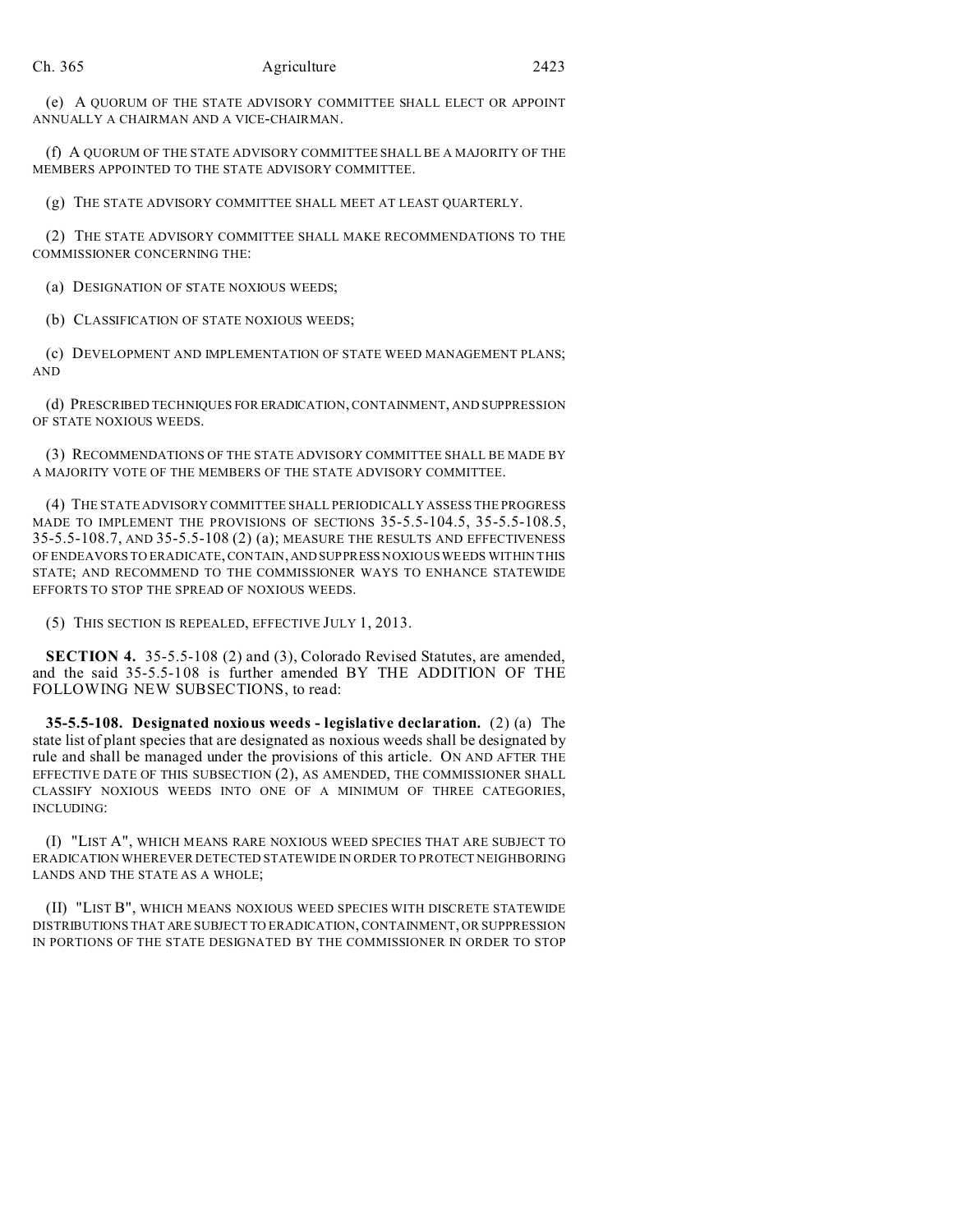(e) A QUORUM OF THE STATE ADVISORY COMMITTEE SHALL ELECT OR APPOINT ANNUALLY A CHAIRMAN AND A VICE-CHAIRMAN.

(f) A QUORUM OF THE STATE ADVISORY COMMITTEE SHALL BE A MAJORITY OF THE MEMBERS APPOINTED TO THE STATE ADVISORY COMMITTEE.

(g) THE STATE ADVISORY COMMITTEE SHALL MEET AT LEAST QUARTERLY.

(2) THE STATE ADVISORY COMMITTEE SHALL MAKE RECOMMENDATIONS TO THE COMMISSIONER CONCERNING THE:

(a) DESIGNATION OF STATE NOXIOUS WEEDS;

(b) CLASSIFICATION OF STATE NOXIOUS WEEDS;

(c) DEVELOPMENT AND IMPLEMENTATION OF STATE WEED MANAGEMENT PLANS; AND

(d) PRESCRIBED TECHNIQUES FOR ERADICATION, CONTAINMENT, AND SUPPRESSION OF STATE NOXIOUS WEEDS.

(3) RECOMMENDATIONS OF THE STATE ADVISORY COMMITTEE SHALL BE MADE BY A MAJORITY VOTE OF THE MEMBERS OF THE STATE ADVISORY COMMITTEE.

(4) THE STATE ADVISORY COMMITTEE SHALL PERIODICALLY ASSESS THE PROGRESS MADE TO IMPLEMENT THE PROVISIONS OF SECTIONS 35-5.5-104.5, 35-5.5-108.5, 35-5.5-108.7, AND 35-5.5-108 (2) (a); MEASURE THE RESULTS AND EFFECTIVENESS OF ENDEAVORS TO ERADICATE, CONTAIN, AND SUPPRESS NOXIOUS WEEDS WITHIN THIS STATE; AND RECOMMEND TO THE COMMISSIONER WAYS TO ENHANCE STATEWIDE EFFORTS TO STOP THE SPREAD OF NOXIOUS WEEDS.

(5) THIS SECTION IS REPEALED, EFFECTIVE JULY 1, 2013.

**SECTION 4.** 35-5.5-108 (2) and (3), Colorado Revised Statutes, are amended, and the said 35-5.5-108 is further amended BY THE ADDITION OF THE FOLLOWING NEW SUBSECTIONS, to read:

**35-5.5-108. Designated noxious weeds - legislative declaration.** (2) (a) The state list of plant species that are designated as noxious weeds shall be designated by rule and shall be managed under the provisions of this article. ON AND AFTER THE EFFECTIVE DATE OF THIS SUBSECTION (2), AS AMENDED, THE COMMISSIONER SHALL CLASSIFY NOXIOUS WEEDS INTO ONE OF A MINIMUM OF THREE CATEGORIES, INCLUDING:

(I) "LIST A", WHICH MEANS RARE NOXIOUS WEED SPECIES THAT ARE SUBJECT TO ERADICATION WHEREVER DETECTED STATEWIDE IN ORDER TO PROTECT NEIGHBORING LANDS AND THE STATE AS A WHOLE;

(II) "LIST B", WHICH MEANS NOXIOUS WEED SPECIES WITH DISCRETE STATEWIDE DISTRIBUTIONS THAT ARE SUBJECT TO ERADICATION, CONTAINMENT, OR SUPPRESSION IN PORTIONS OF THE STATE DESIGNATED BY THE COMMISSIONER IN ORDER TO STOP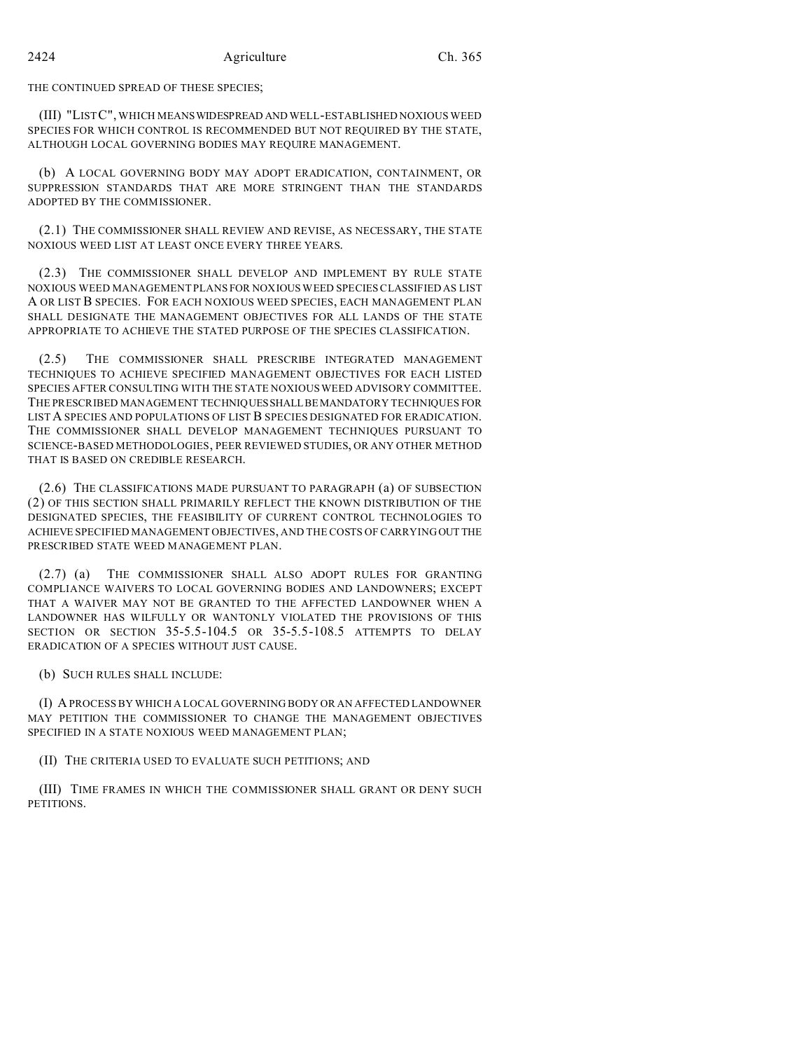THE CONTINUED SPREAD OF THESE SPECIES;

(III) "LIST C", WHICH MEANS WIDESPREAD AND WELL-ESTABLISHED NOXIOUS WEED SPECIES FOR WHICH CONTROL IS RECOMMENDED BUT NOT REQUIRED BY THE STATE, ALTHOUGH LOCAL GOVERNING BODIES MAY REQUIRE MANAGEMENT.

(b) A LOCAL GOVERNING BODY MAY ADOPT ERADICATION, CONTAINMENT, OR SUPPRESSION STANDARDS THAT ARE MORE STRINGENT THAN THE STANDARDS ADOPTED BY THE COMMISSIONER.

(2.1) THE COMMISSIONER SHALL REVIEW AND REVISE, AS NECESSARY, THE STATE NOXIOUS WEED LIST AT LEAST ONCE EVERY THREE YEARS.

(2.3) THE COMMISSIONER SHALL DEVELOP AND IMPLEMENT BY RULE STATE NOXIOUS WEED MANAGEMENT PLANS FOR NOXIOUS WEED SPECIES CLASSIFIED AS LIST A OR LIST B SPECIES. FOR EACH NOXIOUS WEED SPECIES, EACH MANAGEMENT PLAN SHALL DESIGNATE THE MANAGEMENT OBJECTIVES FOR ALL LANDS OF THE STATE APPROPRIATE TO ACHIEVE THE STATED PURPOSE OF THE SPECIES CLASSIFICATION.

(2.5) THE COMMISSIONER SHALL PRESCRIBE INTEGRATED MANAGEMENT TECHNIQUES TO ACHIEVE SPECIFIED MANAGEMENT OBJECTIVES FOR EACH LISTED SPECIES AFTER CONSULTING WITH THE STATE NOXIOUS WEED ADVISORY COMMITTEE. THE PRESCRIBED MANAGEMENT TECHNIQUES SHALL BE MANDATORY TECHNIQUES FOR LIST A SPECIES AND POPULATIONS OF LIST B SPECIES DESIGNATED FOR ERADICATION. THE COMMISSIONER SHALL DEVELOP MANAGEMENT TECHNIQUES PURSUANT TO SCIENCE-BASED METHODOLOGIES, PEER REVIEWED STUDIES, OR ANY OTHER METHOD THAT IS BASED ON CREDIBLE RESEARCH.

(2.6) THE CLASSIFICATIONS MADE PURSUANT TO PARAGRAPH (a) OF SUBSECTION (2) OF THIS SECTION SHALL PRIMARILY REFLECT THE KNOWN DISTRIBUTION OF THE DESIGNATED SPECIES, THE FEASIBILITY OF CURRENT CONTROL TECHNOLOGIES TO ACHIEVE SPECIFIED MANAGEMENT OBJECTIVES, AND THE COSTS OF CARRYING OUT THE PRESCRIBED STATE WEED MANAGEMENT PLAN.

(2.7) (a) THE COMMISSIONER SHALL ALSO ADOPT RULES FOR GRANTING COMPLIANCE WAIVERS TO LOCAL GOVERNING BODIES AND LANDOWNERS; EXCEPT THAT A WAIVER MAY NOT BE GRANTED TO THE AFFECTED LANDOWNER WHEN A LANDOWNER HAS WILFULLY OR WANTONLY VIOLATED THE PROVISIONS OF THIS SECTION OR SECTION 35-5.5-104.5 OR 35-5.5-108.5 ATTEMPTS TO DELAY ERADICATION OF A SPECIES WITHOUT JUST CAUSE.

(b) SUCH RULES SHALL INCLUDE:

(I) A PROCESS BY WHICH A LOCAL GOVERNING BODY OR AN AFFECTED LANDOWNER MAY PETITION THE COMMISSIONER TO CHANGE THE MANAGEMENT OBJECTIVES SPECIFIED IN A STATE NOXIOUS WEED MANAGEMENT PLAN;

(II) THE CRITERIA USED TO EVALUATE SUCH PETITIONS; AND

(III) TIME FRAMES IN WHICH THE COMMISSIONER SHALL GRANT OR DENY SUCH PETITIONS.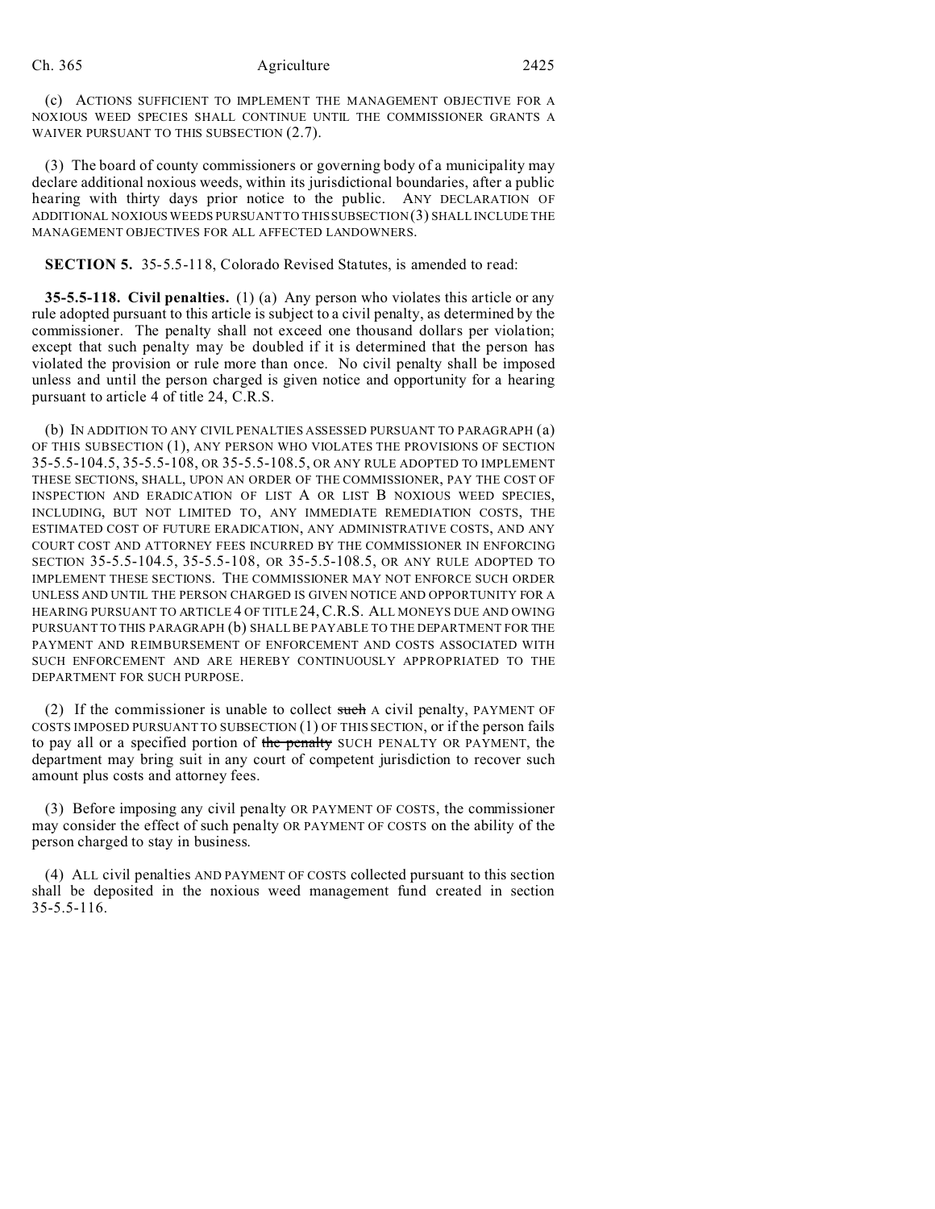(c) ACTIONS SUFFICIENT TO IMPLEMENT THE MANAGEMENT OBJECTIVE FOR A NOXIOUS WEED SPECIES SHALL CONTINUE UNTIL THE COMMISSIONER GRANTS A WAIVER PURSUANT TO THIS SUBSECTION (2.7).

(3) The board of county commissioners or governing body of a municipality may declare additional noxious weeds, within its jurisdictional boundaries, after a public hearing with thirty days prior notice to the public. ANY DECLARATION OF ADDITIONAL NOXIOUS WEEDS PURSUANT TO THIS SUBSECTION (3) SHALL INCLUDE THE MANAGEMENT OBJECTIVES FOR ALL AFFECTED LANDOWNERS.

**SECTION 5.** 35-5.5-118, Colorado Revised Statutes, is amended to read:

**35-5.5-118. Civil penalties.** (1) (a) Any person who violates this article or any rule adopted pursuant to this article is subject to a civil penalty, as determined by the commissioner. The penalty shall not exceed one thousand dollars per violation; except that such penalty may be doubled if it is determined that the person has violated the provision or rule more than once. No civil penalty shall be imposed unless and until the person charged is given notice and opportunity for a hearing pursuant to article 4 of title 24, C.R.S.

(b) IN ADDITION TO ANY CIVIL PENALTIES ASSESSED PURSUANT TO PARAGRAPH (a) OF THIS SUBSECTION (1), ANY PERSON WHO VIOLATES THE PROVISIONS OF SECTION 35-5.5-104.5, 35-5.5-108, OR 35-5.5-108.5, OR ANY RULE ADOPTED TO IMPLEMENT THESE SECTIONS, SHALL, UPON AN ORDER OF THE COMMISSIONER, PAY THE COST OF INSPECTION AND ERADICATION OF LIST A OR LIST B NOXIOUS WEED SPECIES, INCLUDING, BUT NOT LIMITED TO, ANY IMMEDIATE REMEDIATION COSTS, THE ESTIMATED COST OF FUTURE ERADICATION, ANY ADMINISTRATIVE COSTS, AND ANY COURT COST AND ATTORNEY FEES INCURRED BY THE COMMISSIONER IN ENFORCING SECTION 35-5.5-104.5, 35-5.5-108, OR 35-5.5-108.5, OR ANY RULE ADOPTED TO IMPLEMENT THESE SECTIONS. THE COMMISSIONER MAY NOT ENFORCE SUCH ORDER UNLESS AND UNTIL THE PERSON CHARGED IS GIVEN NOTICE AND OPPORTUNITY FOR A HEARING PURSUANT TO ARTICLE 4 OF TITLE 24, C.R.S. ALL MONEYS DUE AND OWING PURSUANT TO THIS PARAGRAPH (b) SHALL BE PAYABLE TO THE DEPARTMENT FOR THE PAYMENT AND REIMBURSEMENT OF ENFORCEMENT AND COSTS ASSOCIATED WITH SUCH ENFORCEMENT AND ARE HEREBY CONTINUOUSLY APPROPRIATED TO THE DEPARTMENT FOR SUCH PURPOSE.

(2) If the commissioner is unable to collect ~~such~~ A civil penalty, PAYMENT OF COSTS IMPOSED PURSUANT TO SUBSECTION (1) OF THIS SECTION, or if the person fails to pay all or a specified portion of ~~the penalty~~ SUCH PENALTY OR PAYMENT, the department may bring suit in any court of competent jurisdiction to recover such amount plus costs and attorney fees.

(3) Before imposing any civil penalty OR PAYMENT OF COSTS, the commissioner may consider the effect of such penalty OR PAYMENT OF COSTS on the ability of the person charged to stay in business.

(4) ALL civil penalties AND PAYMENT OF COSTS collected pursuant to this section shall be deposited in the noxious weed management fund created in section 35-5.5-116.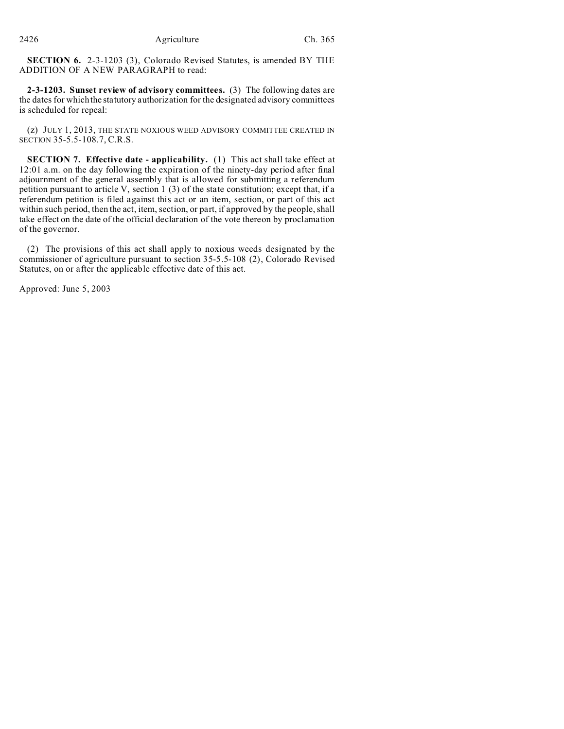**SECTION 6.** 2-3-1203 (3), Colorado Revised Statutes, is amended BY THE ADDITION OF A NEW PARAGRAPH to read:

**2-3-1203. Sunset review of advisory committees.** (3) The following dates are the dates for which the statutory authorization for the designated advisory committees is scheduled for repeal:

(z) JULY 1, 2013, THE STATE NOXIOUS WEED ADVISORY COMMITTEE CREATED IN SECTION 35-5.5-108.7, C.R.S.

**SECTION 7. Effective date - applicability.** (1) This act shall take effect at 12:01 a.m. on the day following the expiration of the ninety-day period after final adjournment of the general assembly that is allowed for submitting a referendum petition pursuant to article V, section 1 (3) of the state constitution; except that, if a referendum petition is filed against this act or an item, section, or part of this act within such period, then the act, item, section, or part, if approved by the people, shall take effect on the date of the official declaration of the vote thereon by proclamation of the governor.

(2) The provisions of this act shall apply to noxious weeds designated by the commissioner of agriculture pursuant to section 35-5.5-108 (2), Colorado Revised Statutes, on or after the applicable effective date of this act.

Approved: June 5, 2003